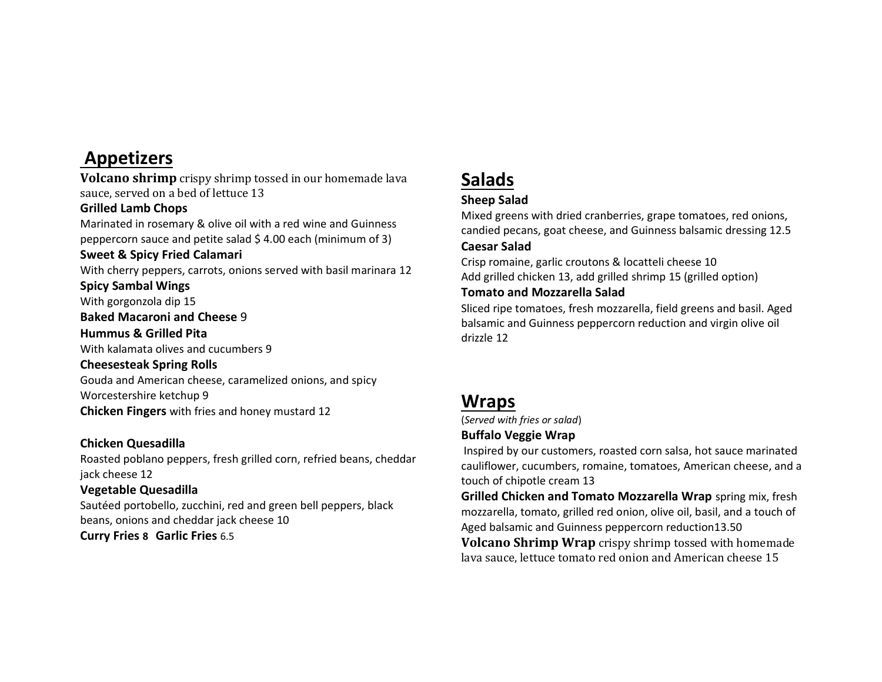## Appetizers

**Volcano shrimp** crispy shrimp tossed in our homemade lava sauce, served on a bed of lettuce 13

**Grilled Lamb Chops**
Marinated in rosemary & olive oil with a red wine and Guinness peppercorn sauce and petite salad $ 4.00 each (minimum of 3)

**Sweet & Spicy Fried Calamari**
With cherry peppers, carrots, onions served with basil marinara 12

**Spicy Sambal Wings**
With gorgonzola dip 15

**Baked Macaroni and Cheese** 9

**Hummus & Grilled Pita**
With kalamata olives and cucumbers 9

**Cheesesteak Spring Rolls**
Gouda and American cheese, caramelized onions, and spicy Worcestershire ketchup 9

**Chicken Fingers** with fries and honey mustard 12

**Chicken Quesadilla**
Roasted poblano peppers, fresh grilled corn, refried beans, cheddar jack cheese 12

**Vegetable Quesadilla**
Sautéed portobello, zucchini, red and green bell peppers, black beans, onions and cheddar jack cheese 10

**Curry Fries** 8 **Garlic Fries** 6.5

## Salads

**Sheep Salad**
Mixed greens with dried cranberries, grape tomatoes, red onions, candied pecans, goat cheese, and Guinness balsamic dressing 12.5

**Caesar Salad**
Crisp romaine, garlic croutons & locatteli cheese 10
Add grilled chicken 13, add grilled shrimp 15 (grilled option)

**Tomato and Mozzarella Salad**
Sliced ripe tomatoes, fresh mozzarella, field greens and basil. Aged balsamic and Guinness peppercorn reduction and virgin olive oil drizzle 12

## Wraps

(*Served with fries or salad*)

**Buffalo Veggie Wrap**
Inspired by our customers, roasted corn salsa, hot sauce marinated cauliflower, cucumbers, romaine, tomatoes, American cheese, and a touch of chipotle cream 13

**Grilled Chicken and Tomato Mozzarella Wrap** spring mix, fresh mozzarella, tomato, grilled red onion, olive oil, basil, and a touch of Aged balsamic and Guinness peppercorn reduction13.50

**Volcano Shrimp Wrap** crispy shrimp tossed with homemade lava sauce, lettuce tomato red onion and American cheese 15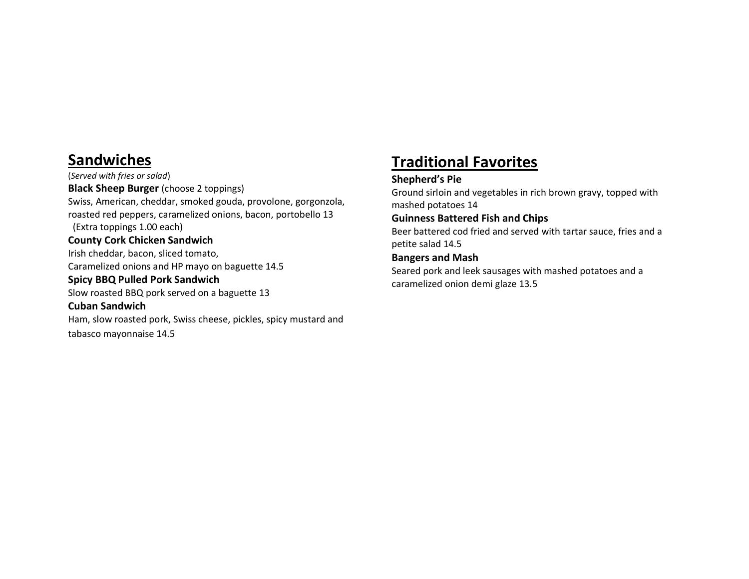## Sandwiches

(*Served with fries or salad*)

**Black Sheep Burger** (choose 2 toppings)
Swiss, American, cheddar, smoked gouda, provolone, gorgonzola, roasted red peppers, caramelized onions, bacon, portobello 13
(Extra toppings 1.00 each)

**County Cork Chicken Sandwich**
Irish cheddar, bacon, sliced tomato,
Caramelized onions and HP mayo on baguette 14.5

**Spicy BBQ Pulled Pork Sandwich**
Slow roasted BBQ pork served on a baguette 13

**Cuban Sandwich**
Ham, slow roasted pork, Swiss cheese, pickles, spicy mustard and tabasco mayonnaise 14.5

## Traditional Favorites

**Shepherd's Pie**
Ground sirloin and vegetables in rich brown gravy, topped with mashed potatoes 14

**Guinness Battered Fish and Chips**
Beer battered cod fried and served with tartar sauce, fries and a petite salad 14.5

**Bangers and Mash**
Seared pork and leek sausages with mashed potatoes and a caramelized onion demi glaze 13.5